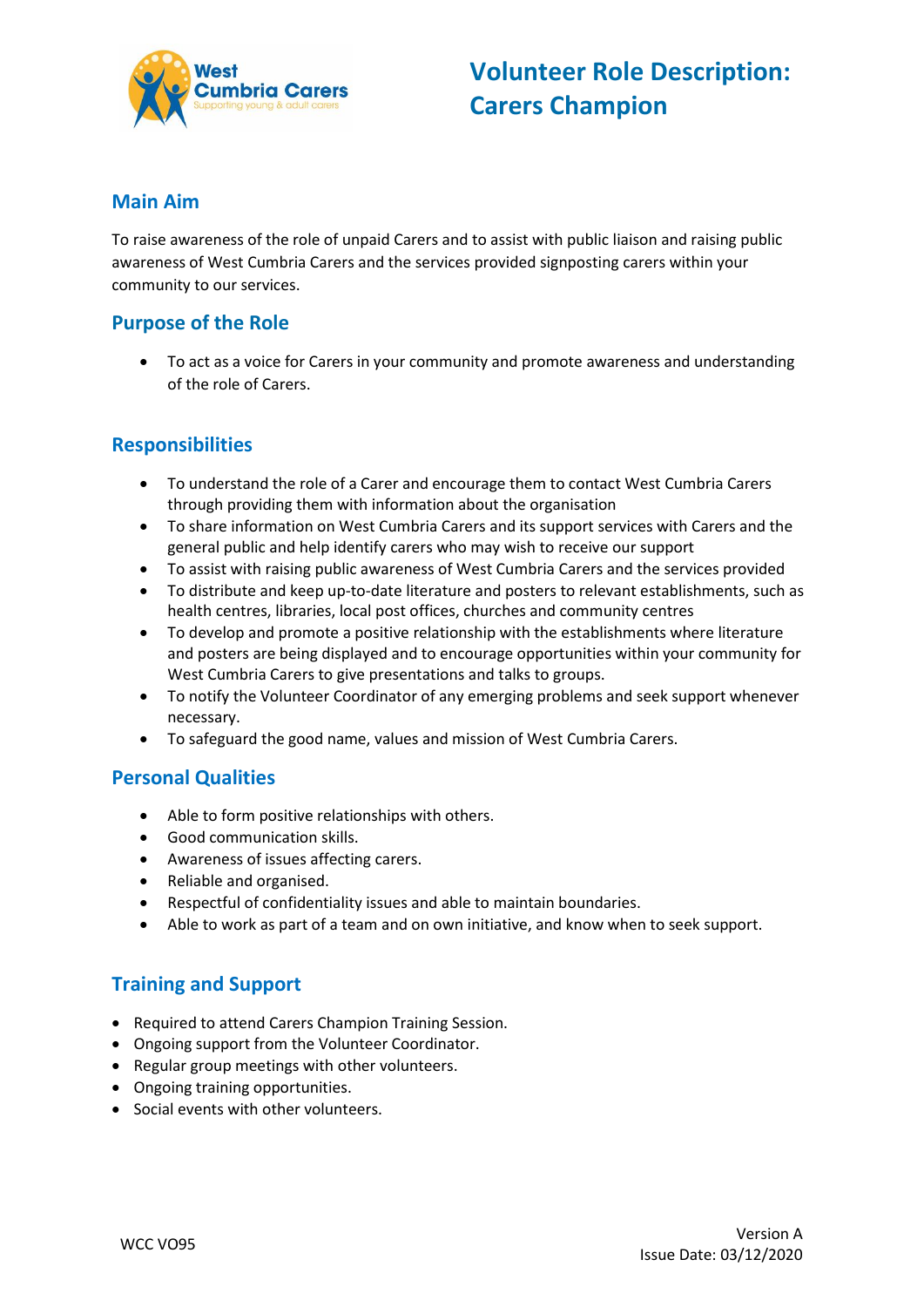# Volunteer Role Description: Carers Champion

## Main Aim

To raise awareness of the role of unpaid Carers and to assist with public liaison and raising public awareness of West Cumbria Carers and the services provided signposting carers within your community to our services.

## Purpose of the Role

- To act as a voice for Carers in your community and promote awareness and understanding of the role of Carers.

## Responsibilities

- To understand the role of a Carer and encourage them to contact West Cumbria Carers through providing them with information about the organisation
- To share information on West Cumbria Carers and its support services with Carers and the general public and help identify carers who may wish to receive our support
- To assist with raising public awareness of West Cumbria Carers and the services provided
- To distribute and keep up-to-date literature and posters to relevant establishments, such as health centres, libraries, local post offices, churches and community centres
- To develop and promote a positive relationship with the establishments where literature and posters are being displayed and to encourage opportunities within your community for West Cumbria Carers to give presentations and talks to groups.
- To notify the Volunteer Coordinator of any emerging problems and seek support whenever necessary.
- To safeguard the good name, values and mission of West Cumbria Carers.

## Personal Qualities

- Able to form positive relationships with others.
- Good communication skills.
- Awareness of issues affecting carers.
- Reliable and organised.
- Respectful of confidentiality issues and able to maintain boundaries.
- Able to work as part of a team and on own initiative, and know when to seek support.

## Training and Support

- Required to attend Carers Champion Training Session.
- Ongoing support from the Volunteer Coordinator.
- Regular group meetings with other volunteers.
- Ongoing training opportunities.
- Social events with other volunteers.

WCC VO95

Version A
Issue Date: 03/12/2020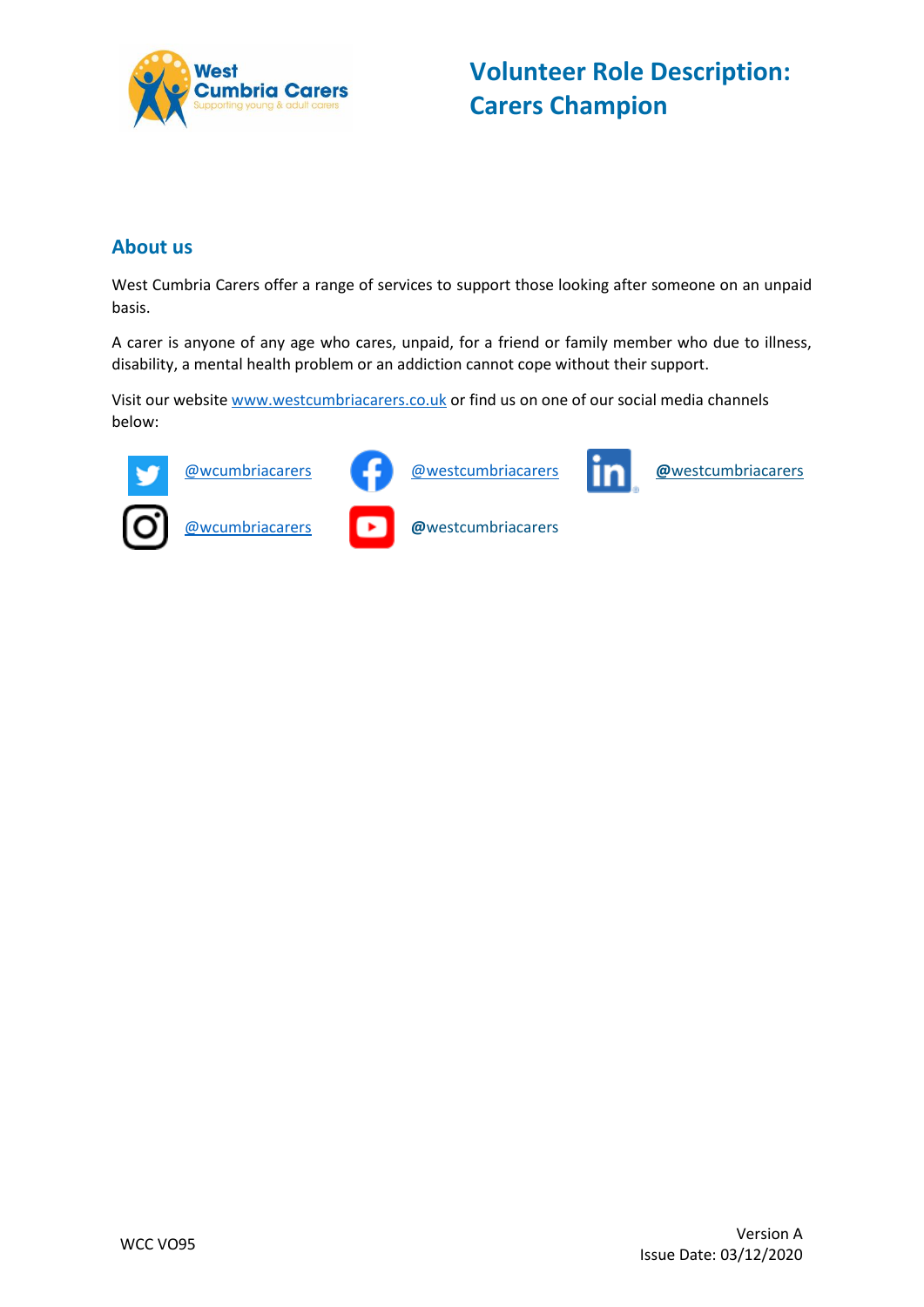# Volunteer Role Description: Carers Champion

## About us

West Cumbria Carers offer a range of services to support those looking after someone on an unpaid basis.

A carer is anyone of any age who cares, unpaid, for a friend or family member who due to illness, disability, a mental health problem or an addiction cannot cope without their support.

Visit our website www.westcumbriacarers.co.uk or find us on one of our social media channels below:

@wcumbriacarers

@westcumbriacarers

@westcumbriacarers

@wcumbriacarers

@westcumbriacarers

WCC VO95

Version A
Issue Date: 03/12/2020